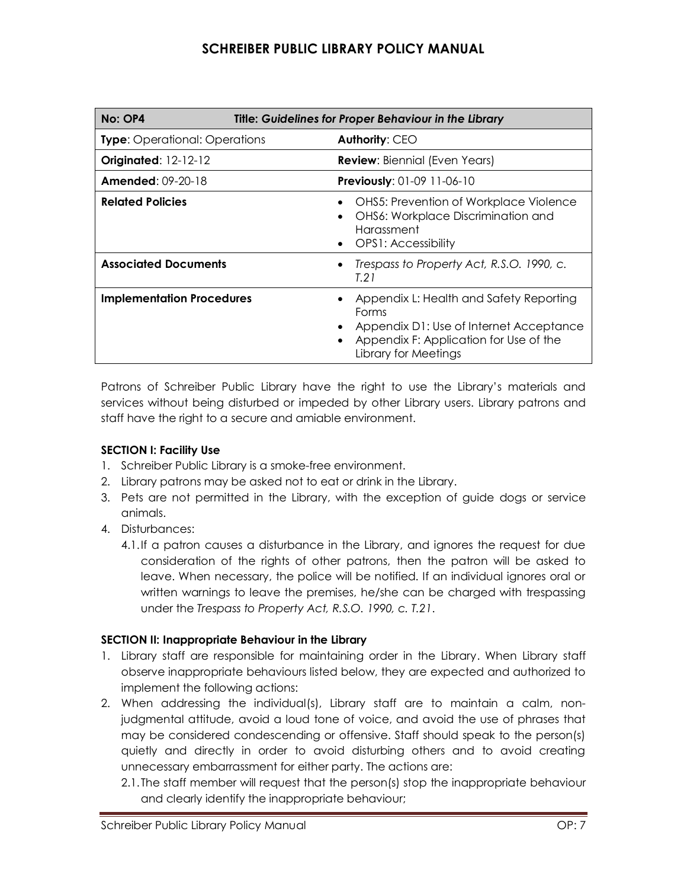# SCHREIBER PUBLIC LIBRARY POLICY MANUAL

| **No: OP4** | **Title: *Guidelines for Proper Behaviour in the Library*** |
|---|---|
| **Type**: Operational: Operations | **Authority**: CEO |
| **Originated**: 12-12-12 | **Review**: Biennial (Even Years) |
| **Amended**: 09-20-18 | **Previously**: 01-09 11-06-10 |
| **Related Policies** | • OHS5: Prevention of Workplace Violence<br>• OHS6: Workplace Discrimination and Harassment<br>• OPS1: Accessibility |
| **Associated Documents** | • *Trespass to Property Act, R.S.O. 1990, c. T.21* |
| **Implementation Procedures** | • Appendix L: Health and Safety Reporting Forms<br>• Appendix D1: Use of Internet Acceptance<br>• Appendix F: Application for Use of the Library for Meetings |

Patrons of Schreiber Public Library have the right to use the Library's materials and services without being disturbed or impeded by other Library users. Library patrons and staff have the right to a secure and amiable environment.

**SECTION I: Facility Use**

1. Schreiber Public Library is a smoke-free environment.
2. Library patrons may be asked not to eat or drink in the Library.
3. Pets are not permitted in the Library, with the exception of guide dogs or service animals.
4. Disturbances:
   4.1. If a patron causes a disturbance in the Library, and ignores the request for due consideration of the rights of other patrons, then the patron will be asked to leave. When necessary, the police will be notified. If an individual ignores oral or written warnings to leave the premises, he/she can be charged with trespassing under the *Trespass to Property Act, R.S.O. 1990, c. T.21*.

**SECTION II: Inappropriate Behaviour in the Library**

1. Library staff are responsible for maintaining order in the Library. When Library staff observe inappropriate behaviours listed below, they are expected and authorized to implement the following actions:
2. When addressing the individual(s), Library staff are to maintain a calm, non-judgmental attitude, avoid a loud tone of voice, and avoid the use of phrases that may be considered condescending or offensive. Staff should speak to the person(s) quietly and directly in order to avoid disturbing others and to avoid creating unnecessary embarrassment for either party. The actions are:
   2.1. The staff member will request that the person(s) stop the inappropriate behaviour and clearly identify the inappropriate behaviour;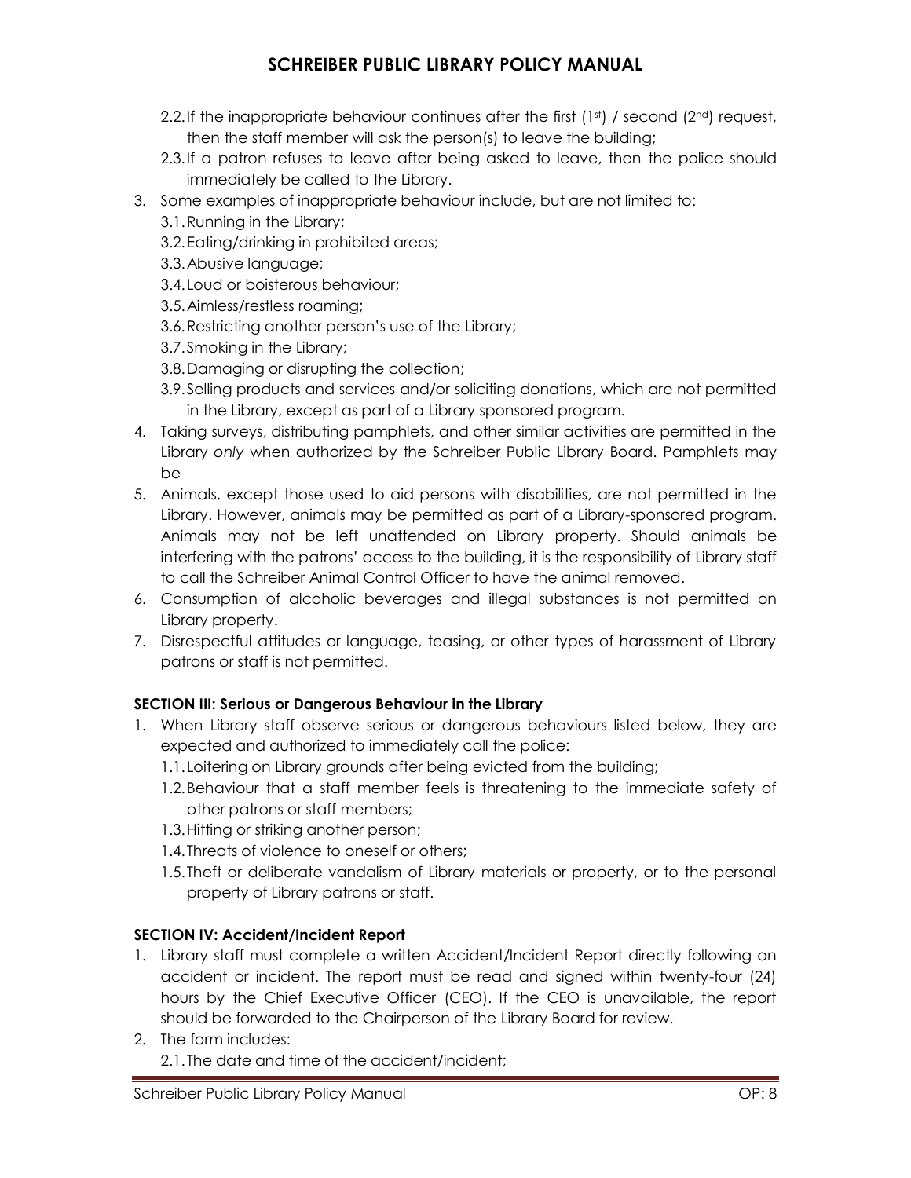2.2. If the inappropriate behaviour continues after the first (1st) / second (2nd) request, then the staff member will ask the person(s) to leave the building;

2.3. If a patron refuses to leave after being asked to leave, then the police should immediately be called to the Library.

3. Some examples of inappropriate behaviour include, but are not limited to:
   - 3.1. Running in the Library;
   - 3.2. Eating/drinking in prohibited areas;
   - 3.3. Abusive language;
   - 3.4. Loud or boisterous behaviour;
   - 3.5. Aimless/restless roaming;
   - 3.6. Restricting another person's use of the Library;
   - 3.7. Smoking in the Library;
   - 3.8. Damaging or disrupting the collection;
   - 3.9. Selling products and services and/or soliciting donations, which are not permitted in the Library, except as part of a Library sponsored program.
4. Taking surveys, distributing pamphlets, and other similar activities are permitted in the Library *only* when authorized by the Schreiber Public Library Board. Pamphlets may be
5. Animals, except those used to aid persons with disabilities, are not permitted in the Library. However, animals may be permitted as part of a Library-sponsored program. Animals may not be left unattended on Library property. Should animals be interfering with the patrons' access to the building, it is the responsibility of Library staff to call the Schreiber Animal Control Officer to have the animal removed.
6. Consumption of alcoholic beverages and illegal substances is not permitted on Library property.
7. Disrespectful attitudes or language, teasing, or other types of harassment of Library patrons or staff is not permitted.

**SECTION III: Serious or Dangerous Behaviour in the Library**

1. When Library staff observe serious or dangerous behaviours listed below, they are expected and authorized to immediately call the police:
   - 1.1. Loitering on Library grounds after being evicted from the building;
   - 1.2. Behaviour that a staff member feels is threatening to the immediate safety of other patrons or staff members;
   - 1.3. Hitting or striking another person;
   - 1.4. Threats of violence to oneself or others;
   - 1.5. Theft or deliberate vandalism of Library materials or property, or to the personal property of Library patrons or staff.

**SECTION IV: Accident/Incident Report**

1. Library staff must complete a written Accident/Incident Report directly following an accident or incident. The report must be read and signed within twenty-four (24) hours by the Chief Executive Officer (CEO). If the CEO is unavailable, the report should be forwarded to the Chairperson of the Library Board for review.
2. The form includes:
   - 2.1. The date and time of the accident/incident;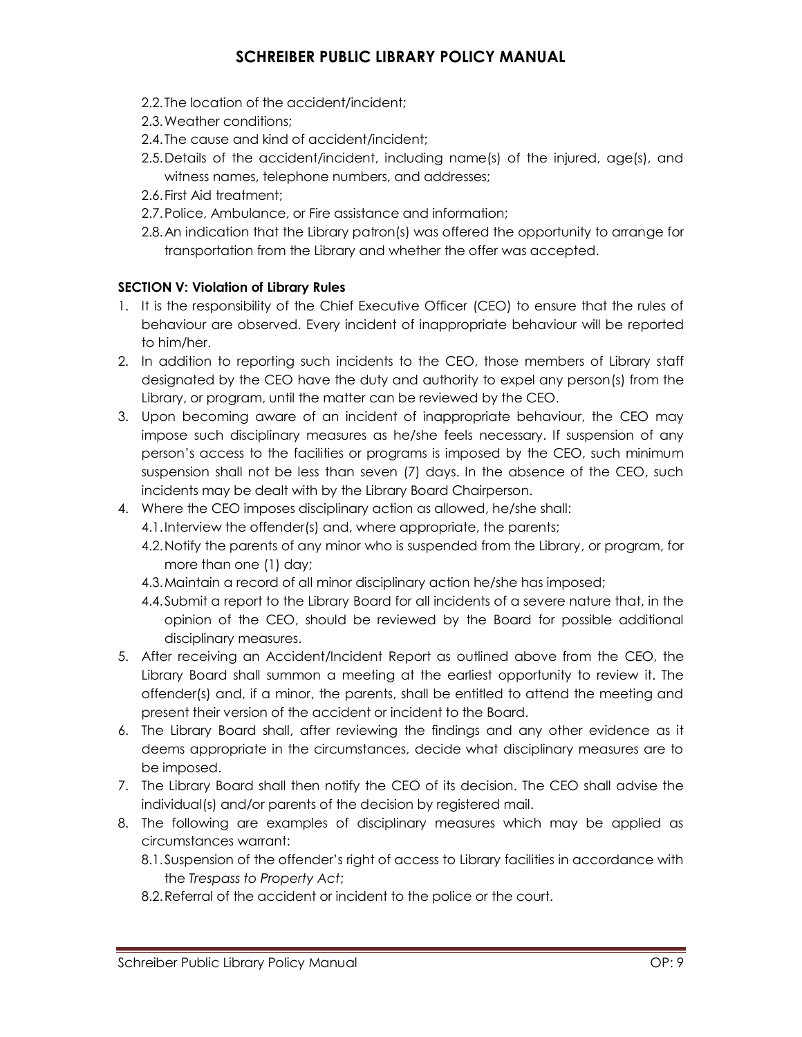2.2. The location of the accident/incident;

2.3. Weather conditions;

2.4. The cause and kind of accident/incident;

2.5. Details of the accident/incident, including name(s) of the injured, age(s), and witness names, telephone numbers, and addresses;

2.6. First Aid treatment;

2.7. Police, Ambulance, or Fire assistance and information;

2.8. An indication that the Library patron(s) was offered the opportunity to arrange for transportation from the Library and whether the offer was accepted.

**SECTION V: Violation of Library Rules**

1. It is the responsibility of the Chief Executive Officer (CEO) to ensure that the rules of behaviour are observed. Every incident of inappropriate behaviour will be reported to him/her.
2. In addition to reporting such incidents to the CEO, those members of Library staff designated by the CEO have the duty and authority to expel any person(s) from the Library, or program, until the matter can be reviewed by the CEO.
3. Upon becoming aware of an incident of inappropriate behaviour, the CEO may impose such disciplinary measures as he/she feels necessary. If suspension of any person's access to the facilities or programs is imposed by the CEO, such minimum suspension shall not be less than seven (7) days. In the absence of the CEO, such incidents may be dealt with by the Library Board Chairperson.
4. Where the CEO imposes disciplinary action as allowed, he/she shall:
   - 4.1. Interview the offender(s) and, where appropriate, the parents;
   - 4.2. Notify the parents of any minor who is suspended from the Library, or program, for more than one (1) day;
   - 4.3. Maintain a record of all minor disciplinary action he/she has imposed;
   - 4.4. Submit a report to the Library Board for all incidents of a severe nature that, in the opinion of the CEO, should be reviewed by the Board for possible additional disciplinary measures.
5. After receiving an Accident/Incident Report as outlined above from the CEO, the Library Board shall summon a meeting at the earliest opportunity to review it. The offender(s) and, if a minor, the parents, shall be entitled to attend the meeting and present their version of the accident or incident to the Board.
6. The Library Board shall, after reviewing the findings and any other evidence as it deems appropriate in the circumstances, decide what disciplinary measures are to be imposed.
7. The Library Board shall then notify the CEO of its decision. The CEO shall advise the individual(s) and/or parents of the decision by registered mail.
8. The following are examples of disciplinary measures which may be applied as circumstances warrant:
   - 8.1. Suspension of the offender's right of access to Library facilities in accordance with the *Trespass to Property Act*;
   - 8.2. Referral of the accident or incident to the police or the court.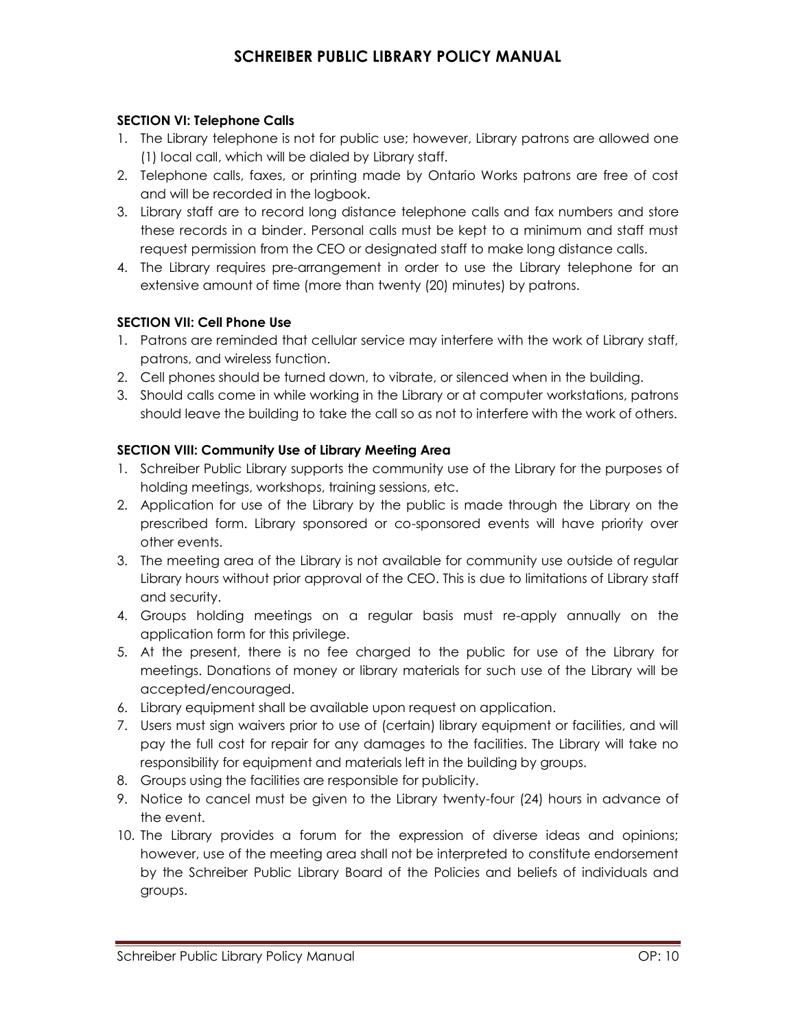### SECTION VI: Telephone Calls

1. The Library telephone is not for public use; however, Library patrons are allowed one (1) local call, which will be dialed by Library staff.
2. Telephone calls, faxes, or printing made by Ontario Works patrons are free of cost and will be recorded in the logbook.
3. Library staff are to record long distance telephone calls and fax numbers and store these records in a binder. Personal calls must be kept to a minimum and staff must request permission from the CEO or designated staff to make long distance calls.
4. The Library requires pre-arrangement in order to use the Library telephone for an extensive amount of time (more than twenty (20) minutes) by patrons.

### SECTION VII: Cell Phone Use

1. Patrons are reminded that cellular service may interfere with the work of Library staff, patrons, and wireless function.
2. Cell phones should be turned down, to vibrate, or silenced when in the building.
3. Should calls come in while working in the Library or at computer workstations, patrons should leave the building to take the call so as not to interfere with the work of others.

### SECTION VIII: Community Use of Library Meeting Area

1. Schreiber Public Library supports the community use of the Library for the purposes of holding meetings, workshops, training sessions, etc.
2. Application for use of the Library by the public is made through the Library on the prescribed form. Library sponsored or co-sponsored events will have priority over other events.
3. The meeting area of the Library is not available for community use outside of regular Library hours without prior approval of the CEO. This is due to limitations of Library staff and security.
4. Groups holding meetings on a regular basis must re-apply annually on the application form for this privilege.
5. At the present, there is no fee charged to the public for use of the Library for meetings. Donations of money or library materials for such use of the Library will be accepted/encouraged.
6. Library equipment shall be available upon request on application.
7. Users must sign waivers prior to use of (certain) library equipment or facilities, and will pay the full cost for repair for any damages to the facilities. The Library will take no responsibility for equipment and materials left in the building by groups.
8. Groups using the facilities are responsible for publicity.
9. Notice to cancel must be given to the Library twenty-four (24) hours in advance of the event.
10. The Library provides a forum for the expression of diverse ideas and opinions; however, use of the meeting area shall not be interpreted to constitute endorsement by the Schreiber Public Library Board of the Policies and beliefs of individuals and groups.